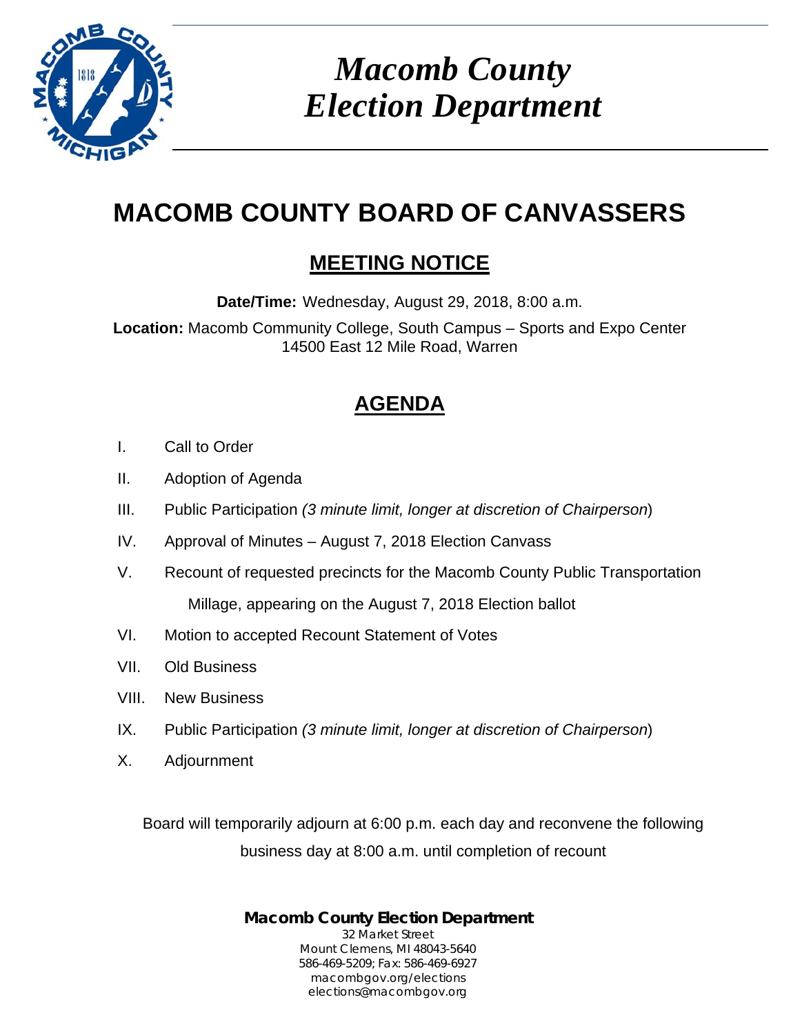# *Macomb County Election Department*

# MACOMB COUNTY BOARD OF CANVASSERS

## MEETING NOTICE

**Date/Time:** Wednesday, August 29, 2018, 8:00 a.m.

**Location:** Macomb Community College, South Campus – Sports and Expo Center
14500 East 12 Mile Road, Warren

## AGENDA

I. Call to Order

II. Adoption of Agenda

III. Public Participation *(3 minute limit, longer at discretion of Chairperson*)

IV. Approval of Minutes – August 7, 2018 Election Canvass

V. Recount of requested precincts for the Macomb County Public Transportation Millage, appearing on the August 7, 2018 Election ballot

VI. Motion to accepted Recount Statement of Votes

VII. Old Business

VIII. New Business

IX. Public Participation *(3 minute limit, longer at discretion of Chairperson*)

X. Adjournment

Board will temporarily adjourn at 6:00 p.m. each day and reconvene the following business day at 8:00 a.m. until completion of recount

**Macomb County Election Department**
32 Market Street
Mount Clemens, MI 48043-5640
586-469-5209; Fax: 586-469-6927
macombgov.org/elections
elections@macombgov.org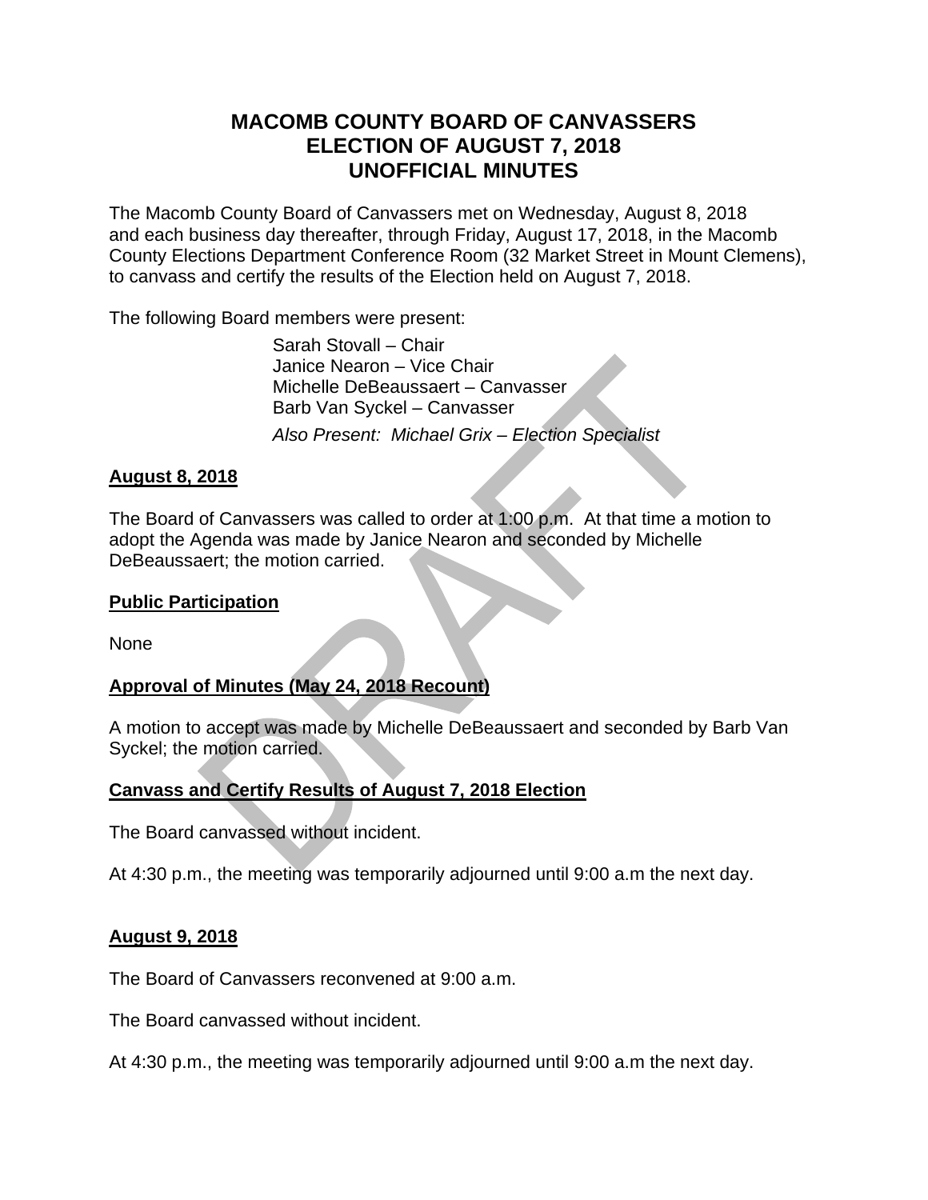# MACOMB COUNTY BOARD OF CANVASSERS
# ELECTION OF AUGUST 7, 2018
# UNOFFICIAL MINUTES

The Macomb County Board of Canvassers met on Wednesday, August 8, 2018 and each business day thereafter, through Friday, August 17, 2018, in the Macomb County Elections Department Conference Room (32 Market Street in Mount Clemens), to canvass and certify the results of the Election held on August 7, 2018.

The following Board members were present:

Sarah Stovall – Chair
Janice Nearon – Vice Chair
Michelle DeBeaussaert – Canvasser
Barb Van Syckel – Canvasser

*Also Present: Michael Grix – Election Specialist*

**August 8, 2018**

The Board of Canvassers was called to order at 1:00 p.m. At that time a motion to adopt the Agenda was made by Janice Nearon and seconded by Michelle DeBeaussaert; the motion carried.

**Public Participation**

None

**Approval of Minutes (May 24, 2018 Recount)**

A motion to accept was made by Michelle DeBeaussaert and seconded by Barb Van Syckel; the motion carried.

**Canvass and Certify Results of August 7, 2018 Election**

The Board canvassed without incident.

At 4:30 p.m., the meeting was temporarily adjourned until 9:00 a.m the next day.

**August 9, 2018**

The Board of Canvassers reconvened at 9:00 a.m.

The Board canvassed without incident.

At 4:30 p.m., the meeting was temporarily adjourned until 9:00 a.m the next day.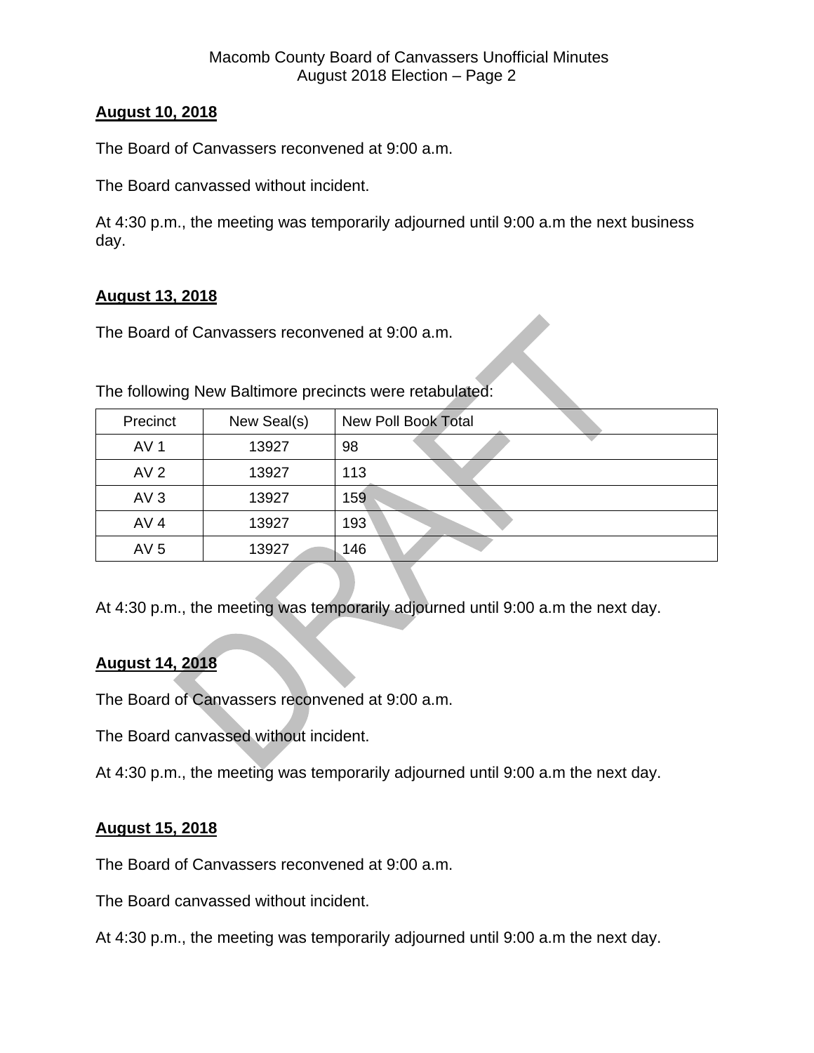**August 10, 2018**

The Board of Canvassers reconvened at 9:00 a.m.

The Board canvassed without incident.

At 4:30 p.m., the meeting was temporarily adjourned until 9:00 a.m the next business day.

**August 13, 2018**

The Board of Canvassers reconvened at 9:00 a.m.

The following New Baltimore precincts were retabulated:

| Precinct | New Seal(s) | New Poll Book Total |
|---|---|---|
| AV 1 | 13927 | 98 |
| AV 2 | 13927 | 113 |
| AV 3 | 13927 | 159 |
| AV 4 | 13927 | 193 |
| AV 5 | 13927 | 146 |

At 4:30 p.m., the meeting was temporarily adjourned until 9:00 a.m the next day.

**August 14, 2018**

The Board of Canvassers reconvened at 9:00 a.m.

The Board canvassed without incident.

At 4:30 p.m., the meeting was temporarily adjourned until 9:00 a.m the next day.

**August 15, 2018**

The Board of Canvassers reconvened at 9:00 a.m.

The Board canvassed without incident.

At 4:30 p.m., the meeting was temporarily adjourned until 9:00 a.m the next day.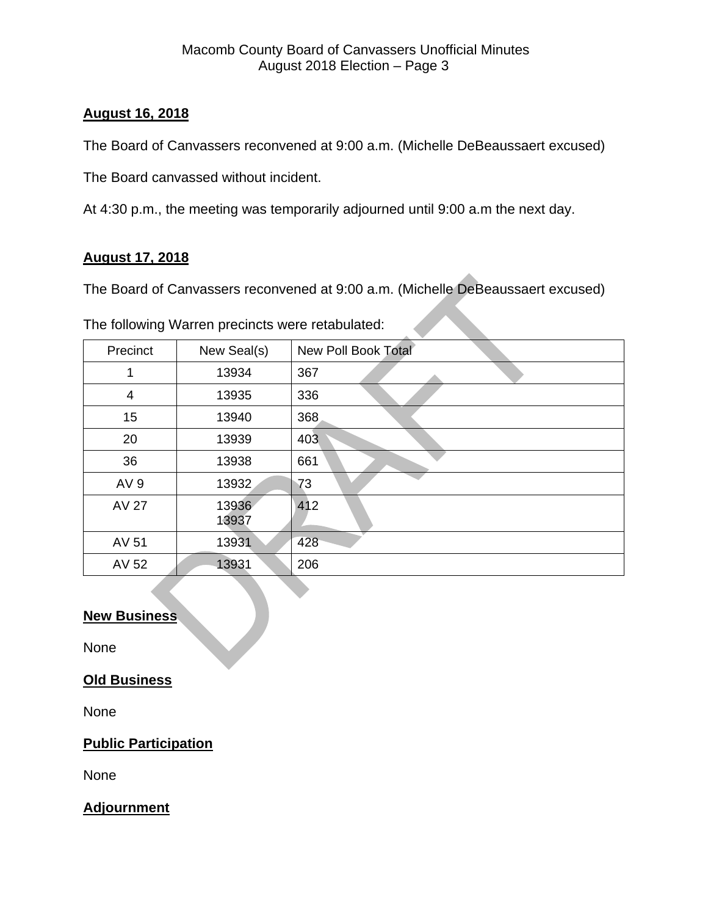**August 16, 2018**

The Board of Canvassers reconvened at 9:00 a.m. (Michelle DeBeaussaert excused)

The Board canvassed without incident.

At 4:30 p.m., the meeting was temporarily adjourned until 9:00 a.m the next day.

**August 17, 2018**

The Board of Canvassers reconvened at 9:00 a.m. (Michelle DeBeaussaert excused)

The following Warren precincts were retabulated:

| Precinct | New Seal(s) | New Poll Book Total |
|---|---|---|
| 1 | 13934 | 367 |
| 4 | 13935 | 336 |
| 15 | 13940 | 368 |
| 20 | 13939 | 403 |
| 36 | 13938 | 661 |
| AV 9 | 13932 | 73 |
| AV 27 | 13936<br>13937 | 412 |
| AV 51 | 13931 | 428 |
| AV 52 | 13931 | 206 |

**New Business**

None

**Old Business**

None

**Public Participation**

None

**Adjournment**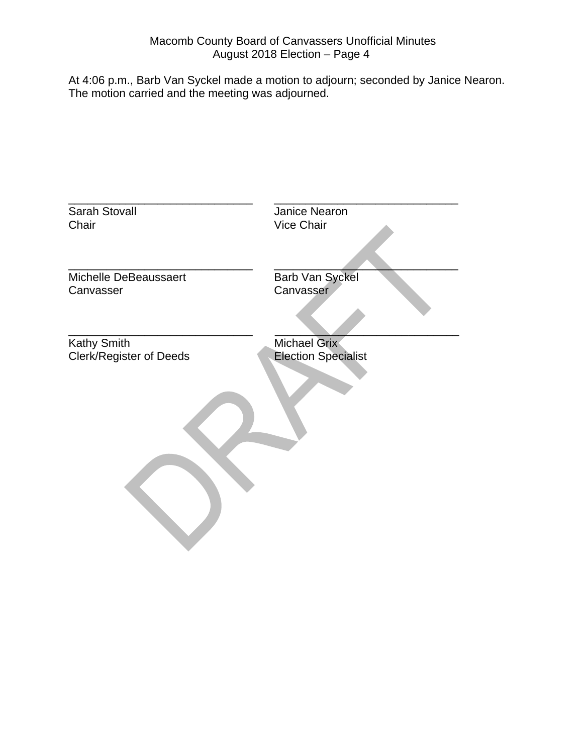At 4:06 p.m., Barb Van Syckel made a motion to adjourn; seconded by Janice Nearon. The motion carried and the meeting was adjourned.

| | |
|---|---|
| ______________________________ | ______________________________ |
| Sarah Stovall | Janice Nearon |
| Chair | Vice Chair |
| ______________________________ | ______________________________ |
| Michelle DeBeaussaert | Barb Van Syckel |
| Canvasser | Canvasser |
| ______________________________ | ______________________________ |
| Kathy Smith | Michael Grix |
| Clerk/Register of Deeds | Election Specialist |

DRAFT